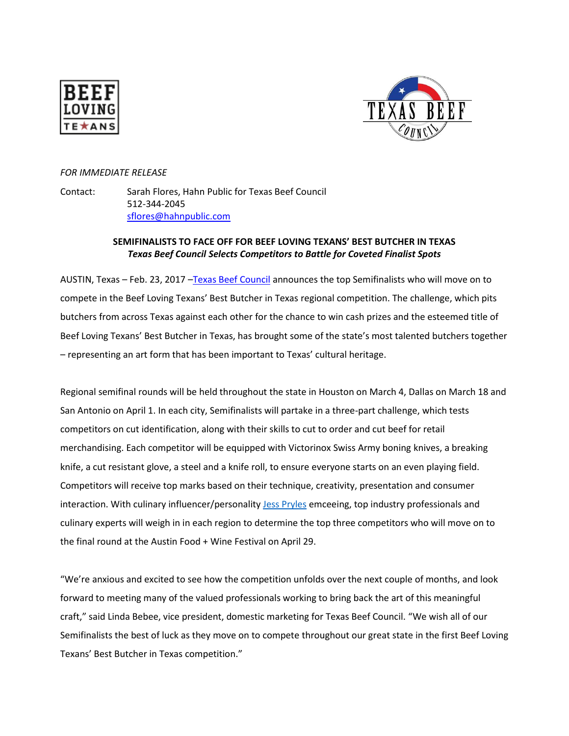*FOR IMMEDIATE RELEASE*

Contact: Sarah Flores, Hahn Public for Texas Beef Council
512-344-2045
sflores@hahnpublic.com

**SEMIFINALISTS TO FACE OFF FOR BEEF LOVING TEXANS' BEST BUTCHER IN TEXAS**
***Texas Beef Council Selects Competitors to Battle for Coveted Finalist Spots***

AUSTIN, Texas – Feb. 23, 2017 –Texas Beef Council announces the top Semifinalists who will move on to compete in the Beef Loving Texans' Best Butcher in Texas regional competition. The challenge, which pits butchers from across Texas against each other for the chance to win cash prizes and the esteemed title of Beef Loving Texans' Best Butcher in Texas, has brought some of the state's most talented butchers together – representing an art form that has been important to Texas' cultural heritage.

Regional semifinal rounds will be held throughout the state in Houston on March 4, Dallas on March 18 and San Antonio on April 1. In each city, Semifinalists will partake in a three-part challenge, which tests competitors on cut identification, along with their skills to cut to order and cut beef for retail merchandising. Each competitor will be equipped with Victorinox Swiss Army boning knives, a breaking knife, a cut resistant glove, a steel and a knife roll, to ensure everyone starts on an even playing field. Competitors will receive top marks based on their technique, creativity, presentation and consumer interaction. With culinary influencer/personality Jess Pryles emceeing, top industry professionals and culinary experts will weigh in in each region to determine the top three competitors who will move on to the final round at the Austin Food + Wine Festival on April 29.

"We're anxious and excited to see how the competition unfolds over the next couple of months, and look forward to meeting many of the valued professionals working to bring back the art of this meaningful craft," said Linda Bebee, vice president, domestic marketing for Texas Beef Council. "We wish all of our Semifinalists the best of luck as they move on to compete throughout our great state in the first Beef Loving Texans' Best Butcher in Texas competition."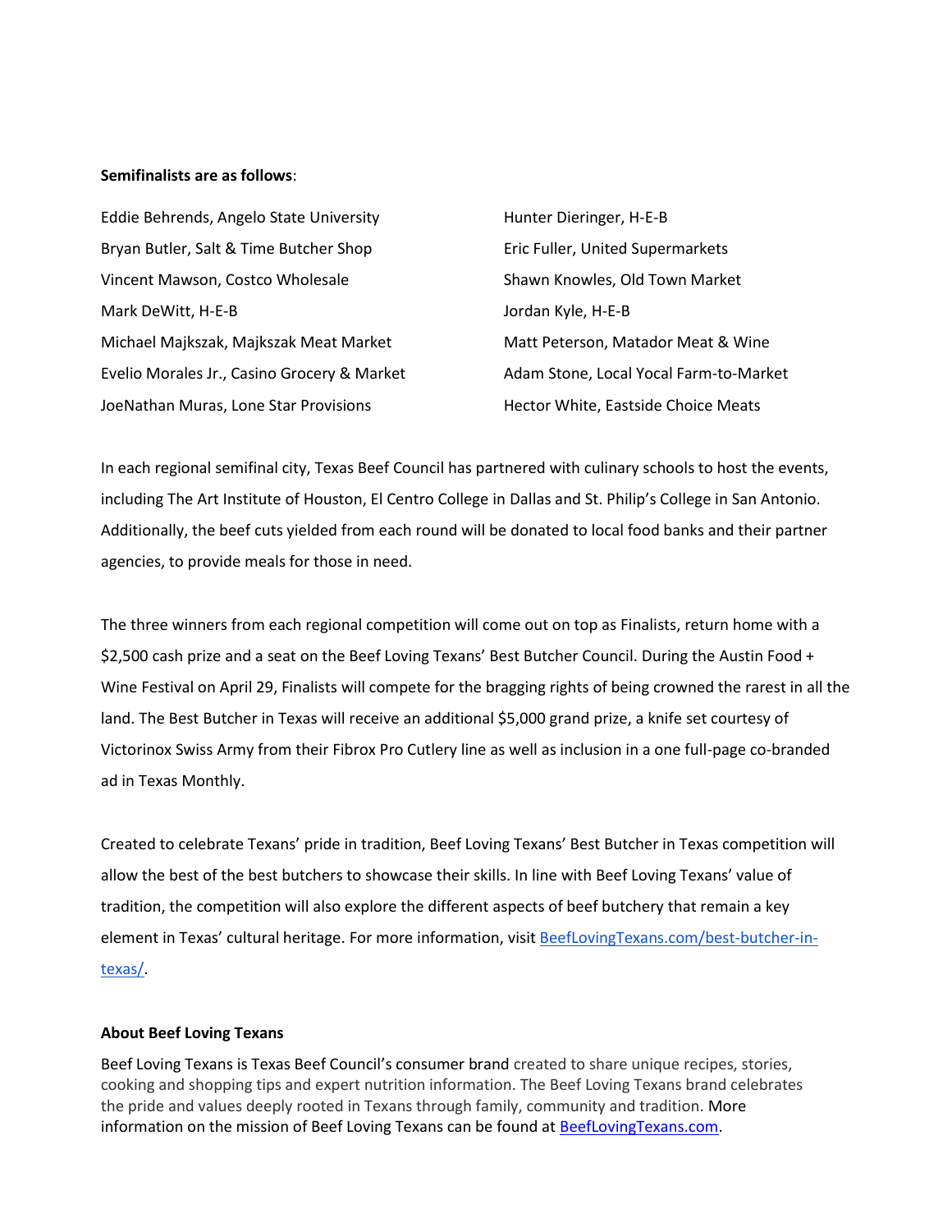**Semifinalists are as follows**:

Eddie Behrends, Angelo State University
Bryan Butler, Salt & Time Butcher Shop
Vincent Mawson, Costco Wholesale
Mark DeWitt, H-E-B
Michael Majkszak, Majkszak Meat Market
Evelio Morales Jr., Casino Grocery & Market
JoeNathan Muras, Lone Star Provisions
Hunter Dieringer, H-E-B
Eric Fuller, United Supermarkets
Shawn Knowles, Old Town Market
Jordan Kyle, H-E-B
Matt Peterson, Matador Meat & Wine
Adam Stone, Local Yocal Farm-to-Market
Hector White, Eastside Choice Meats

In each regional semifinal city, Texas Beef Council has partnered with culinary schools to host the events, including The Art Institute of Houston, El Centro College in Dallas and St. Philip's College in San Antonio. Additionally, the beef cuts yielded from each round will be donated to local food banks and their partner agencies, to provide meals for those in need.

The three winners from each regional competition will come out on top as Finalists, return home with a $2,500 cash prize and a seat on the Beef Loving Texans' Best Butcher Council. During the Austin Food + Wine Festival on April 29, Finalists will compete for the bragging rights of being crowned the rarest in all the land. The Best Butcher in Texas will receive an additional $5,000 grand prize, a knife set courtesy of Victorinox Swiss Army from their Fibrox Pro Cutlery line as well as inclusion in a one full-page co-branded ad in Texas Monthly.

Created to celebrate Texans' pride in tradition, Beef Loving Texans' Best Butcher in Texas competition will allow the best of the best butchers to showcase their skills. In line with Beef Loving Texans' value of tradition, the competition will also explore the different aspects of beef butchery that remain a key element in Texas' cultural heritage. For more information, visit [BeefLovingTexans.com/best-butcher-in-texas/](BeefLovingTexans.com/best-butcher-in-texas/).

**About Beef Loving Texans**

Beef Loving Texans is Texas Beef Council's consumer brand created to share unique recipes, stories, cooking and shopping tips and expert nutrition information. The Beef Loving Texans brand celebrates the pride and values deeply rooted in Texans through family, community and tradition. More information on the mission of Beef Loving Texans can be found at [BeefLovingTexans.com](BeefLovingTexans.com).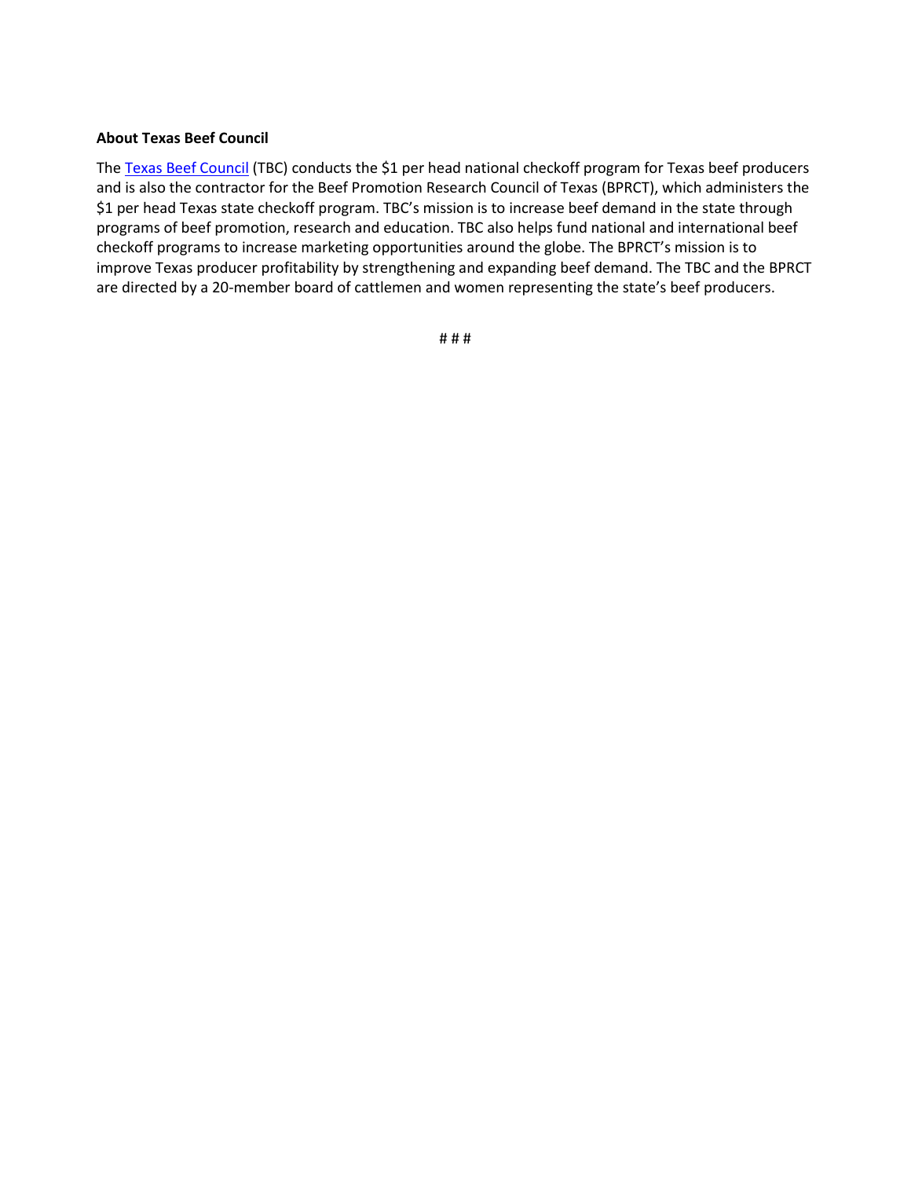**About Texas Beef Council**

The Texas Beef Council (TBC) conducts the $1 per head national checkoff program for Texas beef producers and is also the contractor for the Beef Promotion Research Council of Texas (BPRCT), which administers the $1 per head Texas state checkoff program. TBC's mission is to increase beef demand in the state through programs of beef promotion, research and education. TBC also helps fund national and international beef checkoff programs to increase marketing opportunities around the globe. The BPRCT's mission is to improve Texas producer profitability by strengthening and expanding beef demand. The TBC and the BPRCT are directed by a 20-member board of cattlemen and women representing the state's beef producers.

# # #